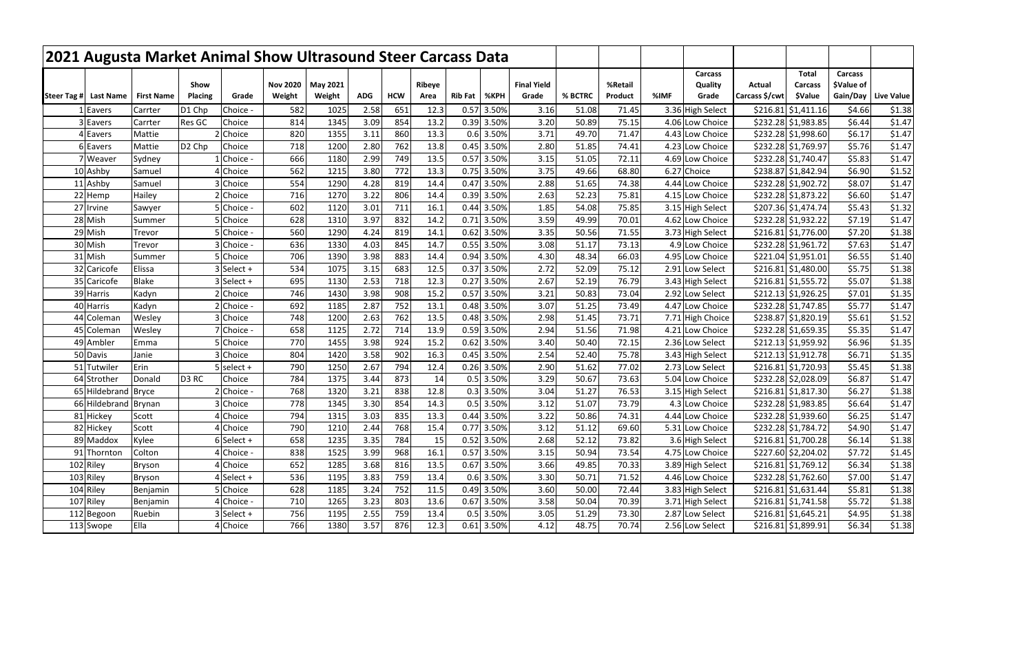# 2021 Augusta Market Animal Show Ultrasound Steer Carcass Data

| Steer Tag # | Last Name | First Name | Show Placing | Grade | Nov 2020 Weight | May 2021 Weight | ADG | HCW | Ribeye Area | Rib Fat | %KPH | Final Yield Grade | % BCTRC | %Retail Product | %IMF | Carcass Quality Grade | Actual Carcass $/cwt | Total Carcass $Value | Carcass $Value of Gain/Day | Live Value |
|---|---|---|---|---|---|---|---|---|---|---|---|---|---|---|---|---|---|---|---|---|
| 1 | Eavers | Carrter | D1 Chp | Choice - | 582 | 1025 | 2.58 | 651 | 12.3 | 0.57 | 3.50% | 3.16 | 51.08 | 71.45 | 3.36 | High Select | $216.81 | $1,411.16 | $4.66 | $1.38 |
| 3 | Eavers | Carrter | Res GC | Choice | 814 | 1345 | 3.09 | 854 | 13.2 | 0.39 | 3.50% | 3.20 | 50.89 | 75.15 | 4.06 | Low Choice | $232.28 | $1,983.85 | $6.44 | $1.47 |
| 4 | Eavers | Mattie | 2 | Choice | 820 | 1355 | 3.11 | 860 | 13.3 | 0.6 | 3.50% | 3.71 | 49.70 | 71.47 | 4.43 | Low Choice | $232.28 | $1,998.60 | $6.17 | $1.47 |
| 6 | Eavers | Mattie | D2 Chp | Choice | 718 | 1200 | 2.80 | 762 | 13.8 | 0.45 | 3.50% | 2.80 | 51.85 | 74.41 | 4.23 | Low Choice | $232.28 | $1,769.97 | $5.76 | $1.47 |
| 7 | Weaver | Sydney | 1 | Choice - | 666 | 1180 | 2.99 | 749 | 13.5 | 0.57 | 3.50% | 3.15 | 51.05 | 72.11 | 4.69 | Low Choice | $232.28 | $1,740.47 | $5.83 | $1.47 |
| 10 | Ashby | Samuel | 4 | Choice | 562 | 1215 | 3.80 | 772 | 13.3 | 0.75 | 3.50% | 3.75 | 49.66 | 68.80 | 6.27 | Choice | $238.87 | $1,842.94 | $6.90 | $1.52 |
| 11 | Ashby | Samuel | 3 | Choice | 554 | 1290 | 4.28 | 819 | 14.4 | 0.47 | 3.50% | 2.88 | 51.65 | 74.38 | 4.44 | Low Choice | $232.28 | $1,902.72 | $8.07 | $1.47 |
| 22 | Hemp | Hailey | 2 | Choice | 716 | 1270 | 3.22 | 806 | 14.4 | 0.39 | 3.50% | 2.63 | 52.23 | 75.81 | 4.15 | Low Choice | $232.28 | $1,873.22 | $6.60 | $1.47 |
| 27 | Irvine | Sawyer | 5 | Choice - | 602 | 1120 | 3.01 | 711 | 16.1 | 0.44 | 3.50% | 1.85 | 54.08 | 75.85 | 3.15 | High Select | $207.36 | $1,474.74 | $5.43 | $1.32 |
| 28 | Mish | Summer | 5 | Choice | 628 | 1310 | 3.97 | 832 | 14.2 | 0.71 | 3.50% | 3.59 | 49.99 | 70.01 | 4.62 | Low Choice | $232.28 | $1,932.22 | $7.19 | $1.47 |
| 29 | Mish | Trevor | 5 | Choice - | 560 | 1290 | 4.24 | 819 | 14.1 | 0.62 | 3.50% | 3.35 | 50.56 | 71.55 | 3.73 | High Select | $216.81 | $1,776.00 | $7.20 | $1.38 |
| 30 | Mish | Trevor | 3 | Choice - | 636 | 1330 | 4.03 | 845 | 14.7 | 0.55 | 3.50% | 3.08 | 51.17 | 73.13 | 4.9 | Low Choice | $232.28 | $1,961.72 | $7.63 | $1.47 |
| 31 | Mish | Summer | 5 | Choice | 706 | 1390 | 3.98 | 883 | 14.4 | 0.94 | 3.50% | 4.30 | 48.34 | 66.03 | 4.95 | Low Choice | $221.04 | $1,951.01 | $6.55 | $1.40 |
| 32 | Caricofe | Elissa | 3 | Select + | 534 | 1075 | 3.15 | 683 | 12.5 | 0.37 | 3.50% | 2.72 | 52.09 | 75.12 | 2.91 | Low Select | $216.81 | $1,480.00 | $5.75 | $1.38 |
| 35 | Caricofe | Blake | 3 | Select + | 695 | 1130 | 2.53 | 718 | 12.3 | 0.27 | 3.50% | 2.67 | 52.19 | 76.79 | 3.43 | High Select | $216.81 | $1,555.72 | $5.07 | $1.38 |
| 39 | Harris | Kadyn | 2 | Choice | 746 | 1430 | 3.98 | 908 | 15.2 | 0.57 | 3.50% | 3.21 | 50.83 | 73.04 | 2.92 | Low Select | $212.13 | $1,926.25 | $7.01 | $1.35 |
| 40 | Harris | Kadyn | 2 | Choice - | 692 | 1185 | 2.87 | 752 | 13.1 | 0.48 | 3.50% | 3.07 | 51.25 | 73.49 | 4.47 | Low Choice | $232.28 | $1,747.85 | $5.77 | $1.47 |
| 44 | Coleman | Wesley | 3 | Choice | 748 | 1200 | 2.63 | 762 | 13.5 | 0.48 | 3.50% | 2.98 | 51.45 | 73.71 | 7.71 | High Choice | $238.87 | $1,820.19 | $5.61 | $1.52 |
| 45 | Coleman | Wesley | 7 | Choice - | 658 | 1125 | 2.72 | 714 | 13.9 | 0.59 | 3.50% | 2.94 | 51.56 | 71.98 | 4.21 | Low Choice | $232.28 | $1,659.35 | $5.35 | $1.47 |
| 49 | Ambler | Emma | 5 | Choice | 770 | 1455 | 3.98 | 924 | 15.2 | 0.62 | 3.50% | 3.40 | 50.40 | 72.15 | 2.36 | Low Select | $212.13 | $1,959.92 | $6.96 | $1.35 |
| 50 | Davis | Janie | 3 | Choice | 804 | 1420 | 3.58 | 902 | 16.3 | 0.45 | 3.50% | 2.54 | 52.40 | 75.78 | 3.43 | High Select | $212.13 | $1,912.78 | $6.71 | $1.35 |
| 51 | Tutwiler | Erin | 5 | select + | 790 | 1250 | 2.67 | 794 | 12.4 | 0.26 | 3.50% | 2.90 | 51.62 | 77.02 | 2.73 | Low Select | $216.81 | $1,720.93 | $5.45 | $1.38 |
| 64 | Strother | Donald | D3 RC | Choice | 784 | 1375 | 3.44 | 873 | 14 | 0.5 | 3.50% | 3.29 | 50.67 | 73.63 | 5.04 | Low Choice | $232.28 | $2,028.09 | $6.87 | $1.47 |
| 65 | Hildebrand | Bryce | 2 | Choice - | 768 | 1320 | 3.21 | 838 | 12.8 | 0.3 | 3.50% | 3.04 | 51.27 | 76.53 | 3.15 | High Select | $216.81 | $1,817.30 | $6.27 | $1.38 |
| 66 | Hildebrand | Brynan | 3 | Choice | 778 | 1345 | 3.30 | 854 | 14.3 | 0.5 | 3.50% | 3.12 | 51.07 | 73.79 | 4.3 | Low Choice | $232.28 | $1,983.85 | $6.64 | $1.47 |
| 81 | Hickey | Scott | 4 | Choice | 794 | 1315 | 3.03 | 835 | 13.3 | 0.44 | 3.50% | 3.22 | 50.86 | 74.31 | 4.44 | Low Choice | $232.28 | $1,939.60 | $6.25 | $1.47 |
| 82 | Hickey | Scott | 4 | Choice | 790 | 1210 | 2.44 | 768 | 15.4 | 0.77 | 3.50% | 3.12 | 51.12 | 69.60 | 5.31 | Low Choice | $232.28 | $1,784.72 | $4.90 | $1.47 |
| 89 | Maddox | Kylee | 6 | Select + | 658 | 1235 | 3.35 | 784 | 15 | 0.52 | 3.50% | 2.68 | 52.12 | 73.82 | 3.6 | High Select | $216.81 | $1,700.28 | $6.14 | $1.38 |
| 91 | Thornton | Colton | 4 | Choice - | 838 | 1525 | 3.99 | 968 | 16.1 | 0.57 | 3.50% | 3.15 | 50.94 | 73.54 | 4.75 | Low Choice | $227.60 | $2,204.02 | $7.72 | $1.45 |
| 102 | Riley | Bryson | 4 | Choice | 652 | 1285 | 3.68 | 816 | 13.5 | 0.67 | 3.50% | 3.66 | 49.85 | 70.33 | 3.89 | High Select | $216.81 | $1,769.12 | $6.34 | $1.38 |
| 103 | Riley | Bryson | 4 | Select + | 536 | 1195 | 3.83 | 759 | 13.4 | 0.6 | 3.50% | 3.30 | 50.71 | 71.52 | 4.46 | Low Choice | $232.28 | $1,762.60 | $7.00 | $1.47 |
| 104 | Riley | Benjamin | 5 | Choice | 628 | 1185 | 3.24 | 752 | 11.5 | 0.49 | 3.50% | 3.60 | 50.00 | 72.44 | 3.83 | High Select | $216.81 | $1,631.44 | $5.81 | $1.38 |
| 107 | Riley | Benjamin | 4 | Choice - | 710 | 1265 | 3.23 | 803 | 13.6 | 0.67 | 3.50% | 3.58 | 50.04 | 70.39 | 3.71 | High Select | $216.81 | $1,741.58 | $5.72 | $1.38 |
| 112 | Begoon | Ruebin | 3 | Select + | 756 | 1195 | 2.55 | 759 | 13.4 | 0.5 | 3.50% | 3.05 | 51.29 | 73.30 | 2.87 | Low Select | $216.81 | $1,645.21 | $4.95 | $1.38 |
| 113 | Swope | Ella | 4 | Choice | 766 | 1380 | 3.57 | 876 | 12.3 | 0.61 | 3.50% | 4.12 | 48.75 | 70.74 | 2.56 | Low Select | $216.81 | $1,899.91 | $6.34 | $1.38 |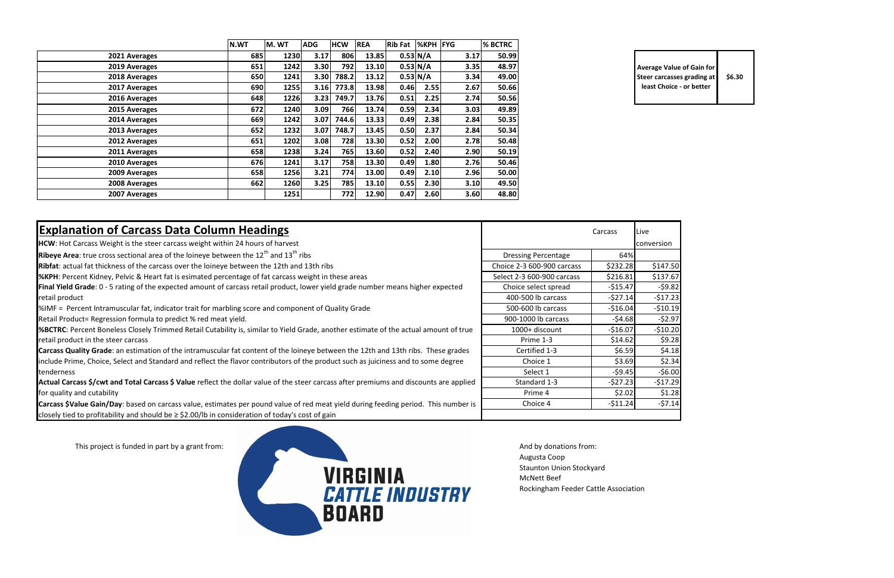| | N.WT | M. WT | ADG | HCW | REA | Rib Fat | %KPH | FYG | % BCTRC |
|---|---|---|---|---|---|---|---|---|---|
| 2021 Averages | 685 | 1230 | 3.17 | 806 | 13.85 | 0.53 | N/A | 3.17 | 50.99 |
| 2019 Averages | 651 | 1242 | 3.30 | 792 | 13.10 | 0.53 | N/A | 3.35 | 48.97 |
| 2018 Averages | 650 | 1241 | 3.30 | 788.2 | 13.12 | 0.53 | N/A | 3.34 | 49.00 |
| 2017 Averages | 690 | 1255 | 3.16 | 773.8 | 13.98 | 0.46 | 2.55 | 2.67 | 50.66 |
| 2016 Averages | 648 | 1226 | 3.23 | 749.7 | 13.76 | 0.51 | 2.25 | 2.74 | 50.56 |
| 2015 Averages | 672 | 1240 | 3.09 | 766 | 13.74 | 0.59 | 2.34 | 3.03 | 49.89 |
| 2014 Averages | 669 | 1242 | 3.07 | 744.6 | 13.33 | 0.49 | 2.38 | 2.84 | 50.35 |
| 2013 Averages | 652 | 1232 | 3.07 | 748.7 | 13.45 | 0.50 | 2.37 | 2.84 | 50.34 |
| 2012 Averages | 651 | 1202 | 3.08 | 728 | 13.30 | 0.52 | 2.00 | 2.78 | 50.48 |
| 2011 Averages | 658 | 1238 | 3.24 | 765 | 13.60 | 0.52 | 2.40 | 2.90 | 50.19 |
| 2010 Averages | 676 | 1241 | 3.17 | 758 | 13.30 | 0.49 | 1.80 | 2.76 | 50.46 |
| 2009 Averages | 658 | 1256 | 3.21 | 774 | 13.00 | 0.49 | 2.10 | 2.96 | 50.00 |
| 2008 Averages | 662 | 1260 | 3.25 | 785 | 13.10 | 0.55 | 2.30 | 3.10 | 49.50 |
| 2007 Averages | | 1251 | | 772 | 12.90 | 0.47 | 2.60 | 3.60 | 48.80 |

| | |
|---|---|
| **Average Value of Gain for Steer carcasses grading at least Choice - or better** | **$6.30** |

## Explanation of Carcass Data Column Headings

**HCW**: Hot Carcass Weight is the steer carcass weight within 24 hours of harvest

**Ribeye Area**: true cross sectional area of the loineye between the 12th and 13th ribs

**Ribfat**: actual fat thickness of the carcass over the loineye between the 12th and 13th ribs

**%KPH**: Percent Kidney, Pelvic & Heart fat is esimated percentage of fat carcass weight in these areas

**Final Yield Grade**: 0 - 5 rating of the expected amount of carcass retail product, lower yield grade number means higher expected retail product

%IMF = Percent Intramuscular fat, indicator trait for marbling score and component of Quality Grade

Retail Product= Regression formula to predict % red meat yield.

**%BCTRC**: Percent Boneless Closely Trimmed Retail Cutability is, similar to Yield Grade, another estimate of the actual amount of true retail product in the steer carcass

**Carcass Quality Grade**: an estimation of the intramuscular fat content of the loineye between the 12th and 13th ribs. These grades include Prime, Choice, Select and Standard and reflect the flavor contributors of the product such as juiciness and to some degree tenderness

**Actual Carcass $/cwt and Total Carcass $ Value** reflect the dollar value of the steer carcass after premiums and discounts are applied for quality and cutability

**Carcass $Value Gain/Day**: based on carcass value, estimates per pound value of red meat yield during feeding period. This number is closely tied to profitability and should be ≥ $2.00/lb in consideration of today's cost of gain

| | Carcass | Live conversion |
|---|---|---|
| Dressing Percentage | 64% | |
| Choice 2-3 600-900 carcass | $232.28 | $147.50 |
| Select 2-3 600-900 carcass | $216.81 | $137.67 |
| Choice select spread | -$15.47 | -$9.82 |
| 400-500 lb carcass | -$27.14 | -$17.23 |
| 500-600 lb carcass | -$16.04 | -$10.19 |
| 900-1000 lb carcass | -$4.68 | -$2.97 |
| 1000+ discount | -$16.07 | -$10.20 |
| Prime 1-3 | $14.62 | $9.28 |
| Certified 1-3 | $6.59 | $4.18 |
| Choice 1 | $3.69 | $2.34 |
| Select 1 | -$9.45 | -$6.00 |
| Standard 1-3 | -$27.23 | -$17.29 |
| Prime 4 | $2.02 | $1.28 |
| Choice 4 | -$11.24 | -$7.14 |

This project is funded in part by a grant from:

VIRGINIA CATTLE INDUSTRY BOARD

And by donations from:
Augusta Coop
Staunton Union Stockyard
McNett Beef
Rockingham Feeder Cattle Association